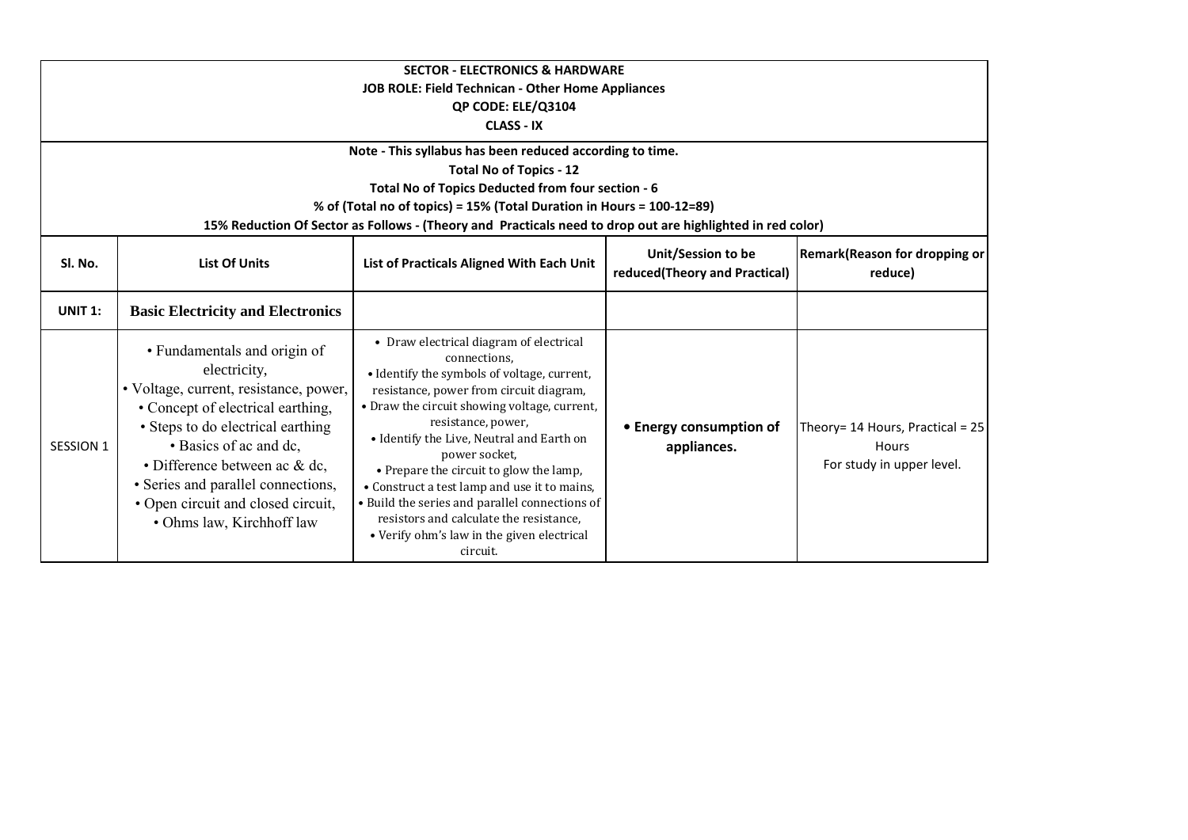**SECTOR - ELECTRONICS & HARDWARE**
**JOB ROLE: Field Technican - Other Home Appliances**
**QP CODE: ELE/Q3104**
**CLASS - IX**

**Note - This syllabus has been reduced according to time.**
**Total No of Topics - 12**
**Total No of Topics Deducted from four section - 6**
**% of (Total no of topics) = 15% (Total Duration in Hours = 100-12=89)**
**15% Reduction Of Sector as Follows - (Theory and Practicals need to drop out are highlighted in red color)**

| Sl. No. | List Of Units | List of Practicals Aligned With Each Unit | Unit/Session to be reduced(Theory and Practical) | Remark(Reason for dropping or reduce) |
|---|---|---|---|---|
| **UNIT 1:** | **Basic Electricity and Electronics** | | | |
| SESSION 1 | • Fundamentals and origin of electricity,<br>• Voltage, current, resistance, power,<br>• Concept of electrical earthing,<br>• Steps to do electrical earthing<br>• Basics of ac and dc,<br>• Difference between ac & dc,<br>• Series and parallel connections,<br>• Open circuit and closed circuit,<br>• Ohms law, Kirchhoff law | • Draw electrical diagram of electrical connections,<br>• Identify the symbols of voltage, current, resistance, power from circuit diagram,<br>• Draw the circuit showing voltage, current, resistance, power,<br>• Identify the Live, Neutral and Earth on power socket,<br>• Prepare the circuit to glow the lamp,<br>• Construct a test lamp and use it to mains,<br>• Build the series and parallel connections of resistors and calculate the resistance,<br>• Verify ohm's law in the given electrical circuit. | **• Energy consumption of appliances.** | Theory= 14 Hours, Practical = 25 Hours<br>For study in upper level. |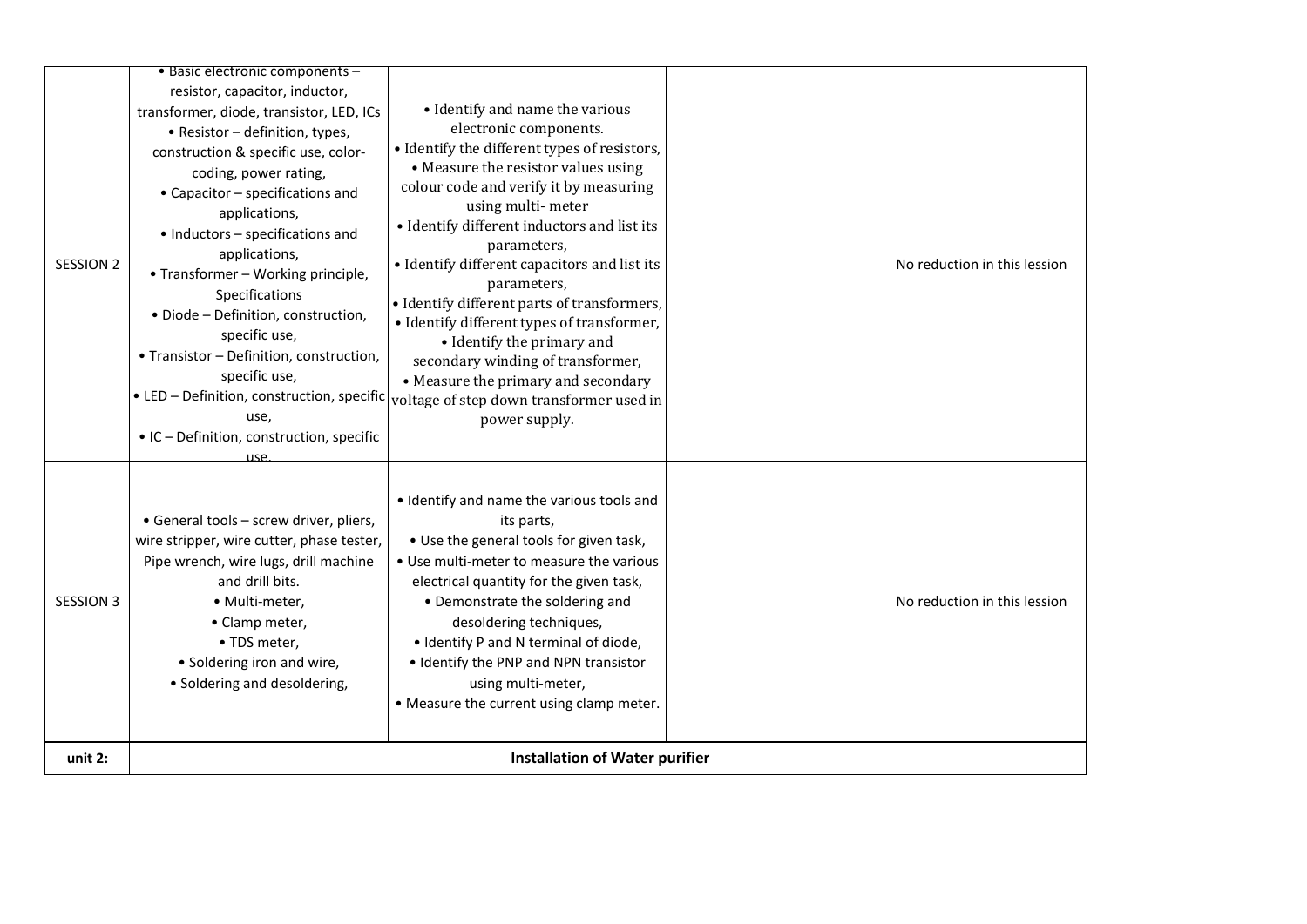| | | | | |
|---|---|---|---|---|
| SESSION 2 | • Basic electronic components – resistor, capacitor, inductor, transformer, diode, transistor, LED, ICs<br>• Resistor – definition, types, construction & specific use, color-coding, power rating,<br>• Capacitor – specifications and applications,<br>• Inductors – specifications and applications,<br>• Transformer – Working principle, Specifications<br>• Diode – Definition, construction, specific use,<br>• Transistor – Definition, construction, specific use,<br>• LED – Definition, construction, specific use,<br>• IC – Definition, construction, specific use. | • Identify and name the various electronic components.<br>• Identify the different types of resistors,<br>• Measure the resistor values using colour code and verify it by measuring using multi- meter<br>• Identify different inductors and list its parameters,<br>• Identify different capacitors and list its parameters,<br>• Identify different parts of transformers,<br>• Identify different types of transformer,<br>• Identify the primary and secondary winding of transformer,<br>• Measure the primary and secondary voltage of step down transformer used in power supply. | | No reduction in this lesson |
| SESSION 3 | • General tools – screw driver, pliers, wire stripper, wire cutter, phase tester, Pipe wrench, wire lugs, drill machine and drill bits.<br>• Multi-meter,<br>• Clamp meter,<br>• TDS meter,<br>• Soldering iron and wire,<br>• Soldering and desoldering, | • Identify and name the various tools and its parts,<br>• Use the general tools for given task,<br>• Use multi-meter to measure the various electrical quantity for the given task,<br>• Demonstrate the soldering and desoldering techniques,<br>• Identify P and N terminal of diode,<br>• Identify the PNP and NPN transistor using multi-meter,<br>• Measure the current using clamp meter. | | No reduction in this lesson |
| **unit 2:** | **Installation of Water purifier** | | | |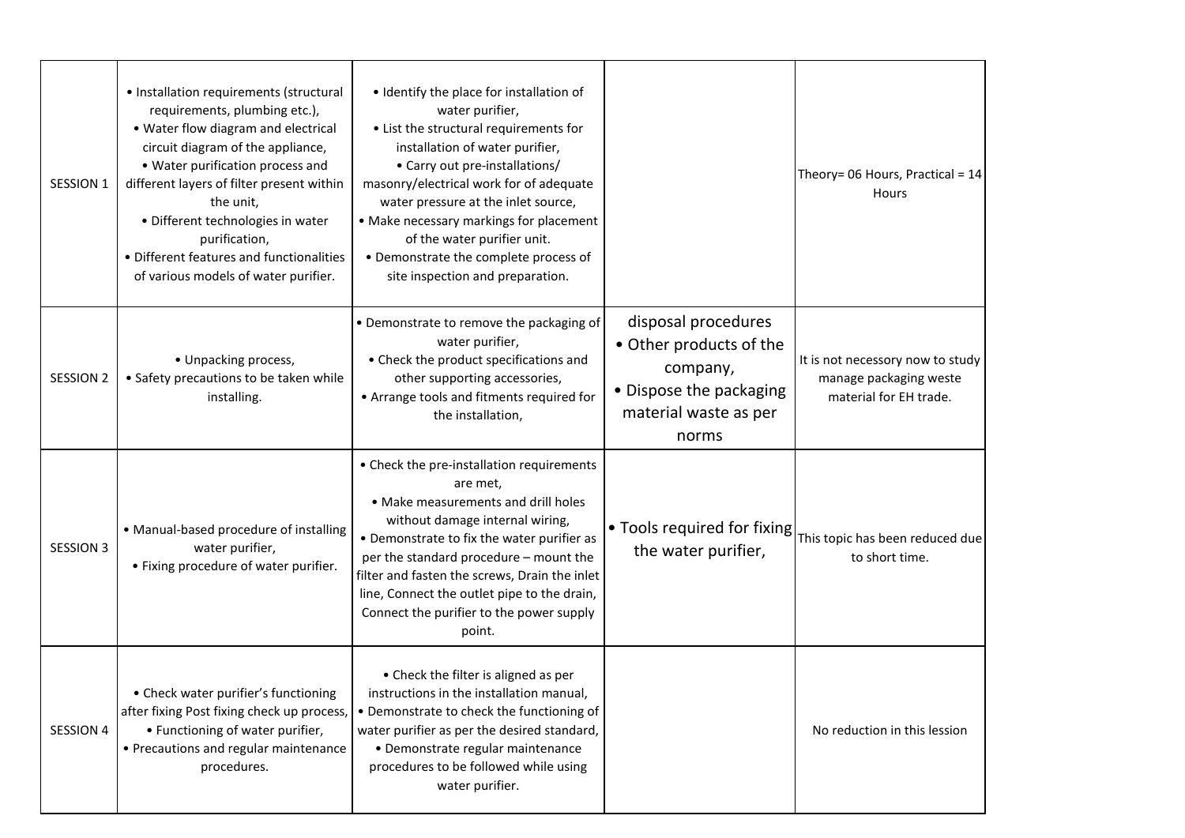| | | | | |
|---|---|---|---|---|
| SESSION 1 | • Installation requirements (structural requirements, plumbing etc.), • Water flow diagram and electrical circuit diagram of the appliance, • Water purification process and different layers of filter present within the unit, • Different technologies in water purification, • Different features and functionalities of various models of water purifier. | • Identify the place for installation of water purifier, • List the structural requirements for installation of water purifier, • Carry out pre-installations/ masonry/electrical work for of adequate water pressure at the inlet source, • Make necessary markings for placement of the water purifier unit. • Demonstrate the complete process of site inspection and preparation. | | Theory= 06 Hours, Practical = 14 Hours |
| SESSION 2 | • Unpacking process, • Safety precautions to be taken while installing. | • Demonstrate to remove the packaging of water purifier, • Check the product specifications and other supporting accessories, • Arrange tools and fitments required for the installation, | disposal procedures • Other products of the company, • Dispose the packaging material waste as per norms | It is not necessary now to study manage packaging weste material for EH trade. |
| SESSION 3 | • Manual-based procedure of installing water purifier, • Fixing procedure of water purifier. | • Check the pre-installation requirements are met, • Make measurements and drill holes without damage internal wiring, • Demonstrate to fix the water purifier as per the standard procedure – mount the filter and fasten the screws, Drain the inlet line, Connect the outlet pipe to the drain, Connect the purifier to the power supply point. | • Tools required for fixing the water purifier, | This topic has been reduced due to short time. |
| SESSION 4 | • Check water purifier's functioning after fixing Post fixing check up process, • Functioning of water purifier, • Precautions and regular maintenance procedures. | • Check the filter is aligned as per instructions in the installation manual, • Demonstrate to check the functioning of water purifier as per the desired standard, • Demonstrate regular maintenance procedures to be followed while using water purifier. | | No reduction in this lession |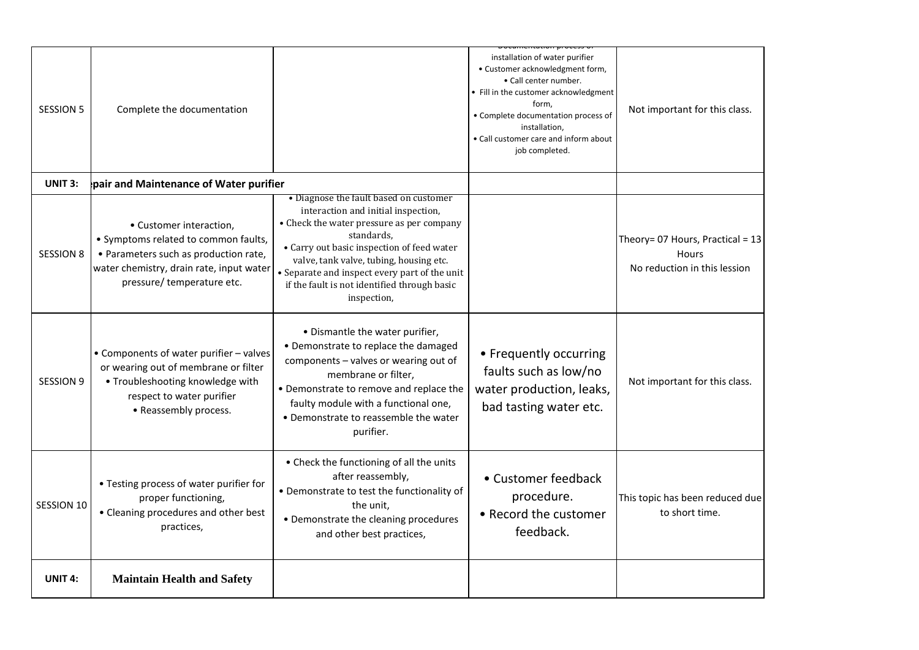| | | | | |
|---|---|---|---|---|
| SESSION 5 | Complete the documentation | | Documentation process of installation of water purifier<br>• Customer acknowledgment form,<br>• Call center number.<br>• Fill in the customer acknowledgment form,<br>• Complete documentation process of installation,<br>• Call customer care and inform about job completed. | Not important for this class. |
| **UNIT 3:** | **pair and Maintenance of Water purifier** | | | |
| SESSION 8 | • Customer interaction,<br>• Symptoms related to common faults,<br>• Parameters such as production rate, water chemistry, drain rate, input water pressure/ temperature etc. | • Diagnose the fault based on customer interaction and initial inspection,<br>• Check the water pressure as per company standards,<br>• Carry out basic inspection of feed water valve, tank valve, tubing, housing etc.<br>• Separate and inspect every part of the unit if the fault is not identified through basic inspection, | | Theory= 07 Hours, Practical = 13 Hours<br>No reduction in this lession |
| SESSION 9 | • Components of water purifier – valves or wearing out of membrane or filter<br>• Troubleshooting knowledge with respect to water purifier<br>• Reassembly process. | • Dismantle the water purifier,<br>• Demonstrate to replace the damaged components – valves or wearing out of membrane or filter,<br>• Demonstrate to remove and replace the faulty module with a functional one,<br>• Demonstrate to reassemble the water purifier. | • Frequently occurring faults such as low/no water production, leaks, bad tasting water etc. | Not important for this class. |
| SESSION 10 | • Testing process of water purifier for proper functioning,<br>• Cleaning procedures and other best practices, | • Check the functioning of all the units after reassembly,<br>• Demonstrate to test the functionality of the unit,<br>• Demonstrate the cleaning procedures and other best practices, | • Customer feedback procedure.<br>• Record the customer feedback. | This topic has been reduced due to short time. |
| **UNIT 4:** | **Maintain Health and Safety** | | | |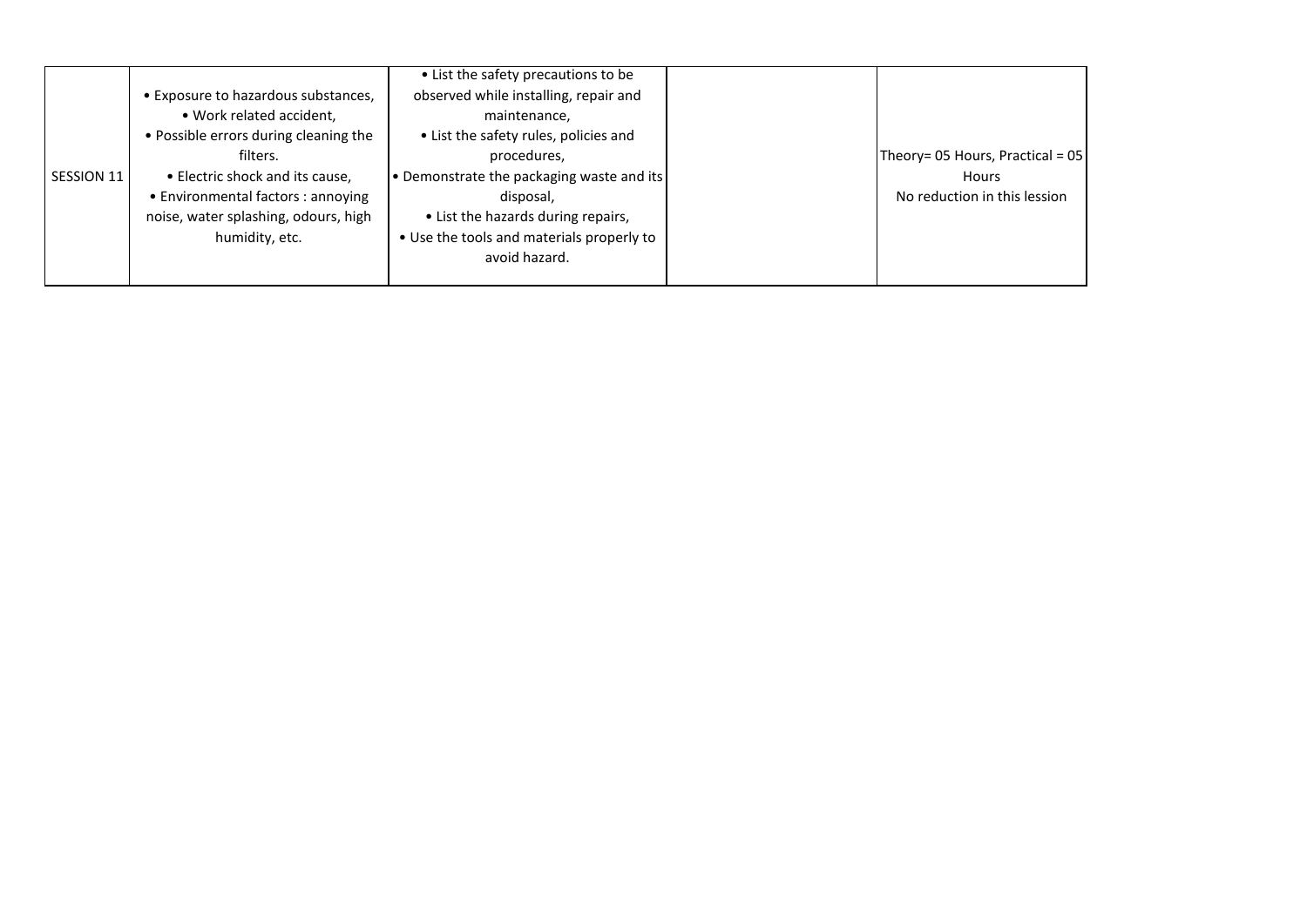| | | | | |
|---|---|---|---|---|
| SESSION 11 | • Exposure to hazardous substances, • Work related accident, • Possible errors during cleaning the filters. • Electric shock and its cause, • Environmental factors : annoying noise, water splashing, odours, high humidity, etc. | • List the safety precautions to be observed while installing, repair and maintenance, • List the safety rules, policies and procedures, • Demonstrate the packaging waste and its disposal, • List the hazards during repairs, • Use the tools and materials properly to avoid hazard. | | Theory= 05 Hours, Practical = 05 Hours No reduction in this lession |